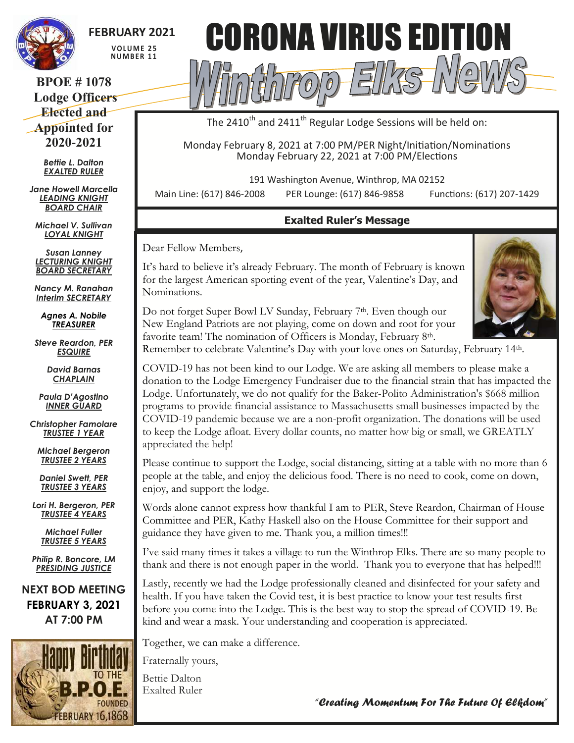FEBRUARY 2021

VOLUME 25
NUMBER 11

# CORONA VIRUS EDITION

# Winthrop Elks News

## BPOE # 1078 Lodge Officers Elected and Appointed for 2020-2021

*Bettie L. Dalton*
***EXALTED RULER***

*Jane Howell Marcella*
***LEADING KNIGHT***
***BOARD CHAIR***

*Michael V. Sullivan*
***LOYAL KNIGHT***

*Susan Lanney*
***LECTURING KNIGHT***
***BOARD SECRETARY***

*Nancy M. Ranahan*
***Interim SECRETARY***

*Agnes A. Nobile*
***TREASURER***

*Steve Reardon, PER*
***ESQUIRE***

*David Barnas*
***CHAPLAIN***

*Paula D'Agostino*
***INNER GUARD***

*Christopher Famolare*
***TRUSTEE 1 YEAR***

*Michael Bergeron*
***TRUSTEE 2 YEARS***

*Daniel Swett, PER*
***TRUSTEE 3 YEARS***

*Lori H. Bergeron, PER*
***TRUSTEE 4 YEARS***

*Michael Fuller*
***TRUSTEE 5 YEARS***

*Philip R. Boncore, LM*
***PRESIDING JUSTICE***

**NEXT BOD MEETING FEBRUARY 3, 2021 AT 7:00 PM**

Happy Birthday TO THE B.P.O.E. FOUNDED FEBRUARY 16,1868

---

The 2410th and 2411th Regular Lodge Sessions will be held on:

Monday February 8, 2021 at 7:00 PM/PER Night/Initiation/Nominations
Monday February 22, 2021 at 7:00 PM/Elections

191 Washington Avenue, Winthrop, MA 02152

Main Line: (617) 846-2008 PER Lounge: (617) 846-9858 Functions: (617) 207-1429

## Exalted Ruler's Message

Dear Fellow Members,

It's hard to believe it's already February. The month of February is known for the largest American sporting event of the year, Valentine's Day, and Nominations.

Do not forget Super Bowl LV Sunday, February 7th. Even though our New England Patriots are not playing, come on down and root for your favorite team! The nomination of Officers is Monday, February 8th. Remember to celebrate Valentine's Day with your love ones on Saturday, February 14th.

COVID-19 has not been kind to our Lodge. We are asking all members to please make a donation to the Lodge Emergency Fundraiser due to the financial strain that has impacted the Lodge. Unfortunately, we do not qualify for the Baker-Polito Administration's $668 million programs to provide financial assistance to Massachusetts small businesses impacted by the COVID-19 pandemic because we are a non-profit organization. The donations will be used to keep the Lodge afloat. Every dollar counts, no matter how big or small, we GREATLY appreciated the help!

Please continue to support the Lodge, social distancing, sitting at a table with no more than 6 people at the table, and enjoy the delicious food. There is no need to cook, come on down, enjoy, and support the lodge.

Words alone cannot express how thankful I am to PER, Steve Reardon, Chairman of House Committee and PER, Kathy Haskell also on the House Committee for their support and guidance they have given to me. Thank you, a million times!!!

I've said many times it takes a village to run the Winthrop Elks. There are so many people to thank and there is not enough paper in the world. Thank you to everyone that has helped!!!

Lastly, recently we had the Lodge professionally cleaned and disinfected for your safety and health. If you have taken the Covid test, it is best practice to know your test results first before you come into the Lodge. This is the best way to stop the spread of COVID-19. Be kind and wear a mask. Your understanding and cooperation is appreciated.

Together, we can make a difference.

Fraternally yours,

Bettie Dalton
Exalted Ruler

*"Creating Momentum For The Future Of Elkdom"*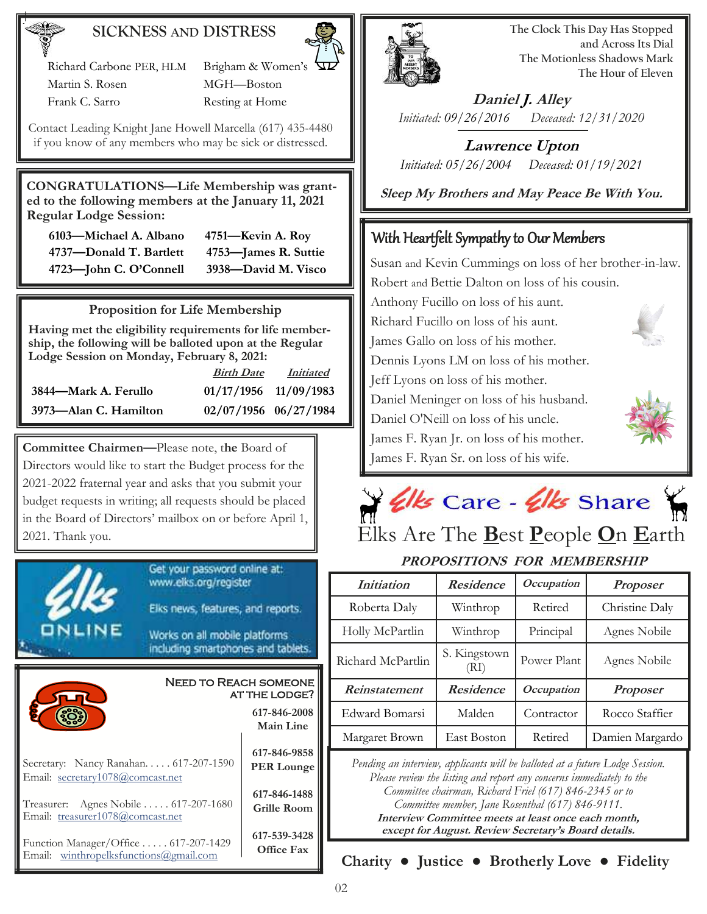## SICKNESS AND DISTRESS

| | |
|---|---|
| Richard Carbone PER, HLM | Brigham & Women's |
| Martin S. Rosen | MGH—Boston |
| Frank C. Sarro | Resting at Home |

Contact Leading Knight Jane Howell Marcella (617) 435-4480 if you know of any members who may be sick or distressed.

**CONGRATULATIONS—Life Membership was granted to the following members at the January 11, 2021 Regular Lodge Session:**

| | |
|---|---|
| **6103—Michael A. Albano** | **4751—Kevin A. Roy** |
| **4737—Donald T. Bartlett** | **4753—James R. Suttie** |
| **4723—John C. O'Connell** | **3938—David M. Visco** |

### Proposition for Life Membership

**Having met the eligibility requirements for life membership, the following will be balloted upon at the Regular Lodge Session on Monday, February 8, 2021:**

| | Birth Date | Initiated |
|---|---|---|
| **3844—Mark A. Ferullo** | **01/17/1956** | **11/09/1983** |
| **3973—Alan C. Hamilton** | **02/07/1956** | **06/27/1984** |

**Committee Chairmen—**Please note, the Board of Directors would like to start the Budget process for the 2021-2022 fraternal year and asks that you submit your budget requests in writing; all requests should be placed in the Board of Directors' mailbox on or before April 1, 2021. Thank you.

**Elks ONLINE**

Get your password online at: www.elks.org/register

Elks news, features, and reports.

Works on all mobile platforms including smartphones and tablets.

### NEED TO REACH SOMEONE AT THE LODGE?

**617-846-2008** Main Line

**617-846-9858** PER Lounge

**617-846-1488** Grille Room

**617-539-3428** Office Fax

Secretary: Nancy Ranahan. . . . . 617-207-1590
Email: secretary1078@comcast.net

Treasurer: Agnes Nobile . . . . . 617-207-1680
Email: treasurer1078@comcast.net

Function Manager/Office . . . . . 617-207-1429
Email: winthropelksfunctions@gmail.com

The Clock This Day Has Stopped
and Across Its Dial
The Motionless Shadows Mark
The Hour of Eleven

***Daniel J. Alley***
*Initiated: 09/26/2016 Deceased: 12/31/2020*

***Lawrence Upton***
*Initiated: 05/26/2004 Deceased: 01/19/2021*

***Sleep My Brothers and May Peace Be With You.***

## With Heartfelt Sympathy to Our Members

Susan and Kevin Cummings on loss of her brother-in-law.
Robert and Bettie Dalton on loss of his cousin.
Anthony Fucillo on loss of his aunt.
Richard Fucillo on loss of his aunt.
James Gallo on loss of his mother.
Dennis Lyons LM on loss of his mother.
Jeff Lyons on loss of his mother.
Daniel Meninger on loss of his husband.
Daniel O'Neill on loss of his uncle.
James F. Ryan Jr. on loss of his mother.
James F. Ryan Sr. on loss of his wife.

## Elks Care - Elks Share

Elks Are The **B**est **P**eople **O**n **E**arth

### *PROPOSITIONS FOR MEMBERSHIP*

| *Initiation* | *Residence* | *Occupation* | *Proposer* |
|---|---|---|---|
| Roberta Daly | Winthrop | Retired | Christine Daly |
| Holly McPartlin | Winthrop | Principal | Agnes Nobile |
| Richard McPartlin | S. Kingstown (RI) | Power Plant | Agnes Nobile |
| ***Reinstatement*** | ***Residence*** | ***Occupation*** | ***Proposer*** |
| Edward Bomarsi | Malden | Contractor | Rocco Staffier |
| Margaret Brown | East Boston | Retired | Damien Margardo |

*Pending an interview, applicants will be balloted at a future Lodge Session. Please review the listing and report any concerns immediately to the Committee chairman, Richard Friel (617) 846-2345 or to Committee member, Jane Rosenthal (617) 846-9111.*
***Interview Committee meets at least once each month, except for August. Review Secretary's Board details.***

**Charity ● Justice ● Brotherly Love ● Fidelity**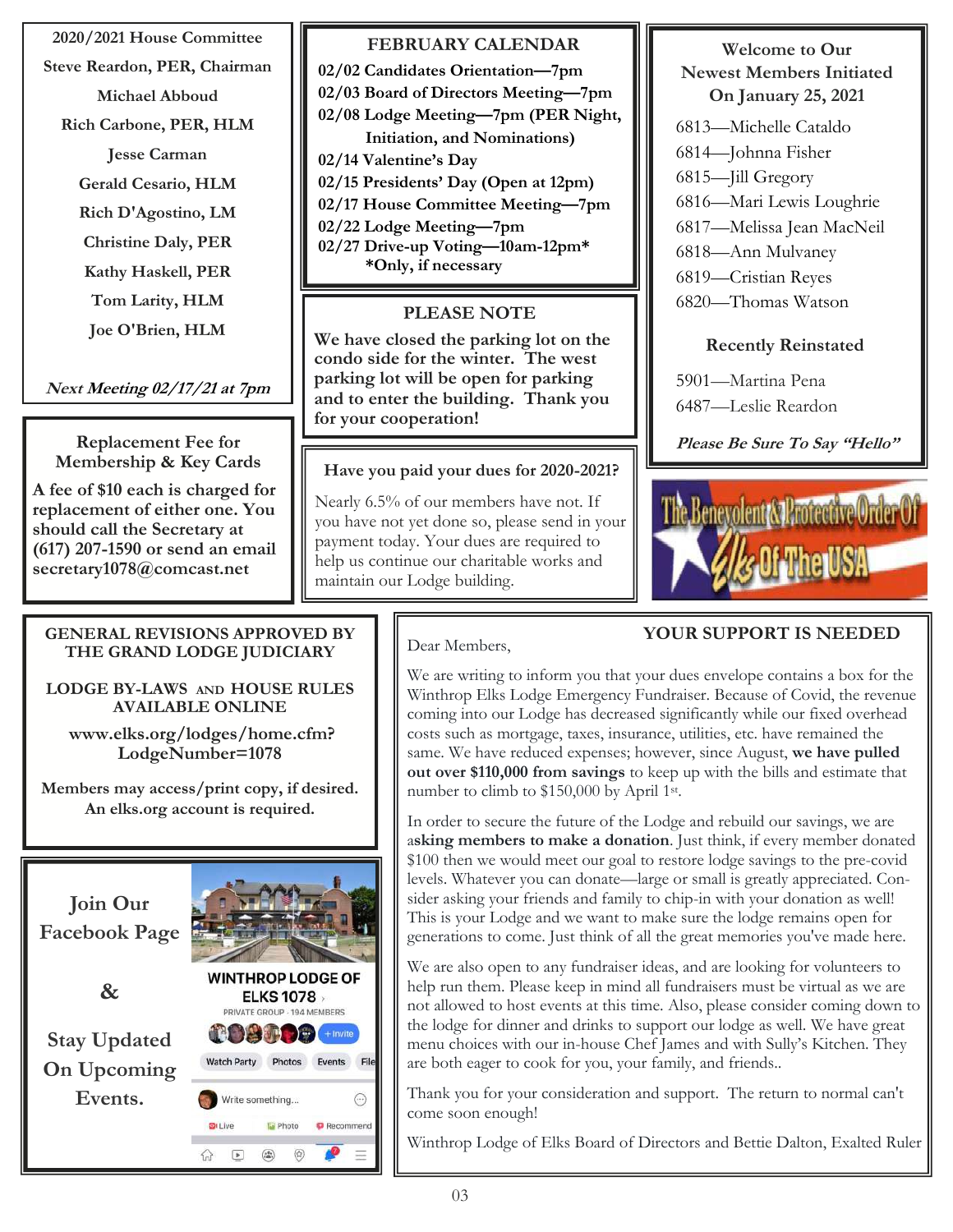## 2020/2021 House Committee

Steve Reardon, PER, Chairman
Michael Abboud
Rich Carbone, PER, HLM
Jesse Carman
Gerald Cesario, HLM
Rich D'Agostino, LM
Christine Daly, PER
Kathy Haskell, PER
Tom Larity, HLM
Joe O'Brien, HLM

***Next Meeting 02/17/21 at 7pm***

## Replacement Fee for Membership & Key Cards

**A fee of $10 each is charged for replacement of either one. You should call the Secretary at (617) 207-1590 or send an email secretary1078@comcast.net**

## FEBRUARY CALENDAR

**02/02 Candidates Orientation—7pm**
**02/03 Board of Directors Meeting—7pm**
**02/08 Lodge Meeting—7pm (PER Night, Initiation, and Nominations)**
**02/14 Valentine's Day**
**02/15 Presidents' Day (Open at 12pm)**
**02/17 House Committee Meeting—7pm**
**02/22 Lodge Meeting—7pm**
**02/27 Drive-up Voting—10am-12pm\***
**\*Only, if necessary**

## PLEASE NOTE

**We have closed the parking lot on the condo side for the winter. The west parking lot will be open for parking and to enter the building. Thank you for your cooperation!**

## Have you paid your dues for 2020-2021?

Nearly 6.5% of our members have not. If you have not yet done so, please send in your payment today. Your dues are required to help us continue our charitable works and maintain our Lodge building.

## Welcome to Our Newest Members Initiated On January 25, 2021

6813—Michelle Cataldo
6814—Johnna Fisher
6815—Jill Gregory
6816—Mari Lewis Loughrie
6817—Melissa Jean MacNeil
6818—Ann Mulvaney
6819—Cristian Reyes
6820—Thomas Watson

### Recently Reinstated

5901—Martina Pena
6487—Leslie Reardon

***Please Be Sure To Say "Hello"***

The Benevolent & Protective Order Of Elks Of The USA

## GENERAL REVISIONS APPROVED BY THE GRAND LODGE JUDICIARY

**LODGE BY-LAWS AND HOUSE RULES AVAILABLE ONLINE**

**www.elks.org/lodges/home.cfm?LodgeNumber=1078**

**Members may access/print copy, if desired. An elks.org account is required.**

## Join Our Facebook Page & Stay Updated On Upcoming Events.

## YOUR SUPPORT IS NEEDED

Dear Members,

We are writing to inform you that your dues envelope contains a box for the Winthrop Elks Lodge Emergency Fundraiser. Because of Covid, the revenue coming into our Lodge has decreased significantly while our fixed overhead costs such as mortgage, taxes, insurance, utilities, etc. have remained the same. We have reduced expenses; however, since August, **we have pulled out over $110,000 from savings** to keep up with the bills and estimate that number to climb to $150,000 by April 1st.

In order to secure the future of the Lodge and rebuild our savings, we are a**sking members to make a donation**. Just think, if every member donated $100 then we would meet our goal to restore lodge savings to the pre-covid levels. Whatever you can donate—large or small is greatly appreciated. Consider asking your friends and family to chip-in with your donation as well! This is your Lodge and we want to make sure the lodge remains open for generations to come. Just think of all the great memories you've made here.

We are also open to any fundraiser ideas, and are looking for volunteers to help run them. Please keep in mind all fundraisers must be virtual as we are not allowed to host events at this time. Also, please consider coming down to the lodge for dinner and drinks to support our lodge as well. We have great menu choices with our in-house Chef James and with Sully's Kitchen. They are both eager to cook for you, your family, and friends..

Thank you for your consideration and support. The return to normal can't come soon enough!

Winthrop Lodge of Elks Board of Directors and Bettie Dalton, Exalted Ruler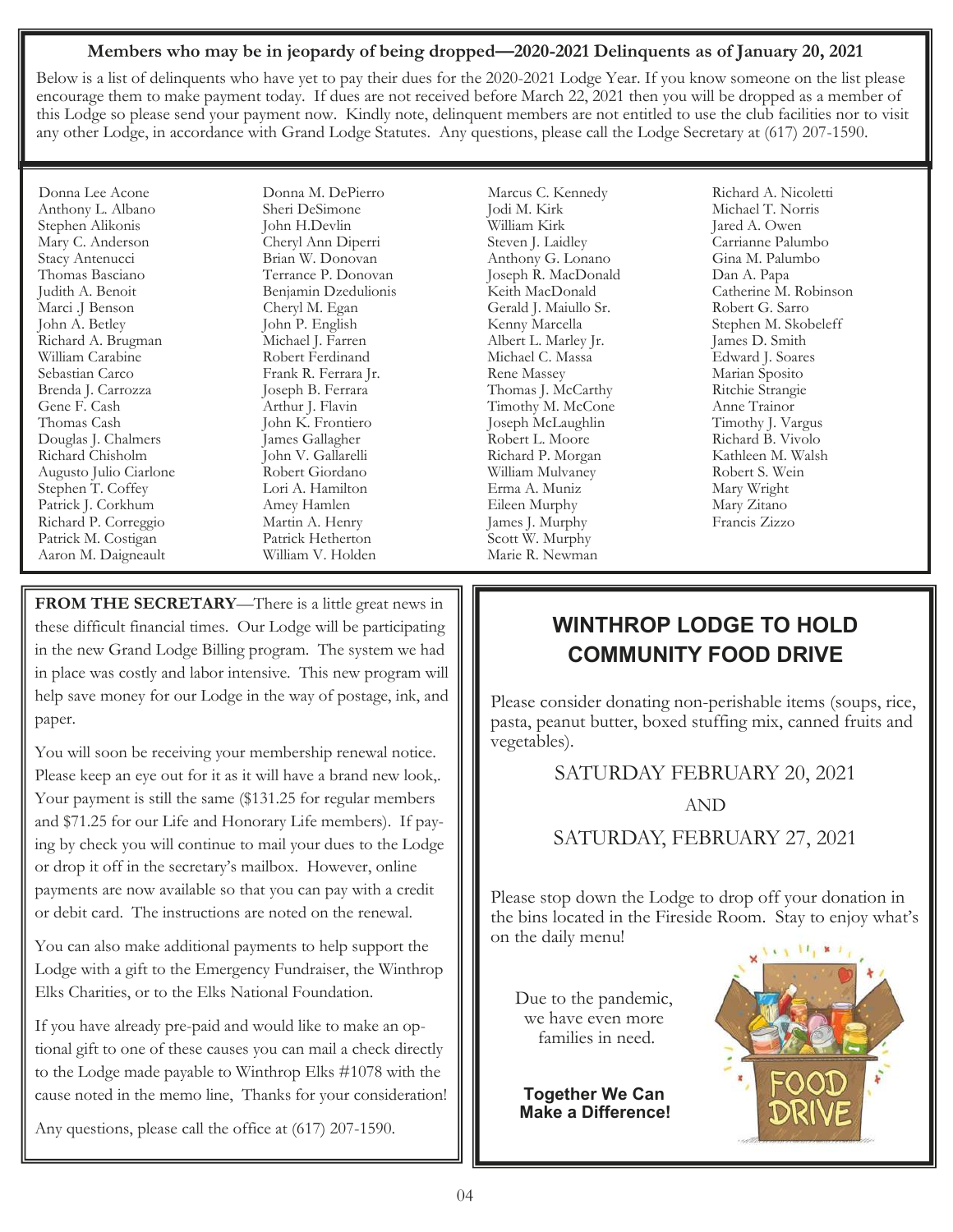## Members who may be in jeopardy of being dropped—2020-2021 Delinquents as of January 20, 2021

Below is a list of delinquents who have yet to pay their dues for the 2020-2021 Lodge Year. If you know someone on the list please encourage them to make payment today. If dues are not received before March 22, 2021 then you will be dropped as a member of this Lodge so please send your payment now. Kindly note, delinquent members are not entitled to use the club facilities nor to visit any other Lodge, in accordance with Grand Lodge Statutes. Any questions, please call the Lodge Secretary at (617) 207-1590.

Donna Lee Acone
Anthony L. Albano
Stephen Alikonis
Mary C. Anderson
Stacy Antenucci
Thomas Basciano
Judith A. Benoit
Marci .J Benson
John A. Betley
Richard A. Brugman
William Carabine
Sebastian Carco
Brenda J. Carrozza
Gene F. Cash
Thomas Cash
Douglas J. Chalmers
Richard Chisholm
Augusto Julio Ciarlone
Stephen T. Coffey
Patrick J. Corkhum
Richard P. Correggio
Patrick M. Costigan
Aaron M. Daigneault
Donna M. DePierro
Sheri DeSimone
John H.Devlin
Cheryl Ann Diperri
Brian W. Donovan
Terrance P. Donovan
Benjamin Dzedulionis
Cheryl M. Egan
John P. English
Michael J. Farren
Robert Ferdinand
Frank R. Ferrara Jr.
Joseph B. Ferrara
Arthur J. Flavin
John K. Frontiero
James Gallagher
John V. Gallarelli
Robert Giordano
Lori A. Hamilton
Amey Hamlen
Martin A. Henry
Patrick Hetherton
William V. Holden
Marcus C. Kennedy
Jodi M. Kirk
William Kirk
Steven J. Laidley
Anthony G. Lonano
Joseph R. MacDonald
Keith MacDonald
Gerald J. Maiullo Sr.
Kenny Marcella
Albert L. Marley Jr.
Michael C. Massa
Rene Massey
Thomas J. McCarthy
Timothy M. McCone
Joseph McLaughlin
Robert L. Moore
Richard P. Morgan
William Mulvaney
Erma A. Muniz
Eileen Murphy
James J. Murphy
Scott W. Murphy
Marie R. Newman
Richard A. Nicoletti
Michael T. Norris
Jared A. Owen
Carrianne Palumbo
Gina M. Palumbo
Dan A. Papa
Catherine M. Robinson
Robert G. Sarro
Stephen M. Skobeleff
James D. Smith
Edward J. Soares
Marian Sposito
Ritchie Strangie
Anne Trainor
Timothy J. Vargus
Richard B. Vivolo
Kathleen M. Walsh
Robert S. Wein
Mary Wright
Mary Zitano
Francis Zizzo

**FROM THE SECRETARY**—There is a little great news in these difficult financial times. Our Lodge will be participating in the new Grand Lodge Billing program. The system we had in place was costly and labor intensive. This new program will help save money for our Lodge in the way of postage, ink, and paper.

You will soon be receiving your membership renewal notice. Please keep an eye out for it as it will have a brand new look,. Your payment is still the same ($131.25 for regular members and $71.25 for our Life and Honorary Life members). If paying by check you will continue to mail your dues to the Lodge or drop it off in the secretary's mailbox. However, online payments are now available so that you can pay with a credit or debit card. The instructions are noted on the renewal.

You can also make additional payments to help support the Lodge with a gift to the Emergency Fundraiser, the Winthrop Elks Charities, or to the Elks National Foundation.

If you have already pre-paid and would like to make an optional gift to one of these causes you can mail a check directly to the Lodge made payable to Winthrop Elks #1078 with the cause noted in the memo line, Thanks for your consideration!

Any questions, please call the office at (617) 207-1590.

## WINTHROP LODGE TO HOLD COMMUNITY FOOD DRIVE

Please consider donating non-perishable items (soups, rice, pasta, peanut butter, boxed stuffing mix, canned fruits and vegetables).

SATURDAY FEBRUARY 20, 2021

AND

SATURDAY, FEBRUARY 27, 2021

Please stop down the Lodge to drop off your donation in the bins located in the Fireside Room. Stay to enjoy what's on the daily menu!

Due to the pandemic, we have even more families in need.

**Together We Can Make a Difference!**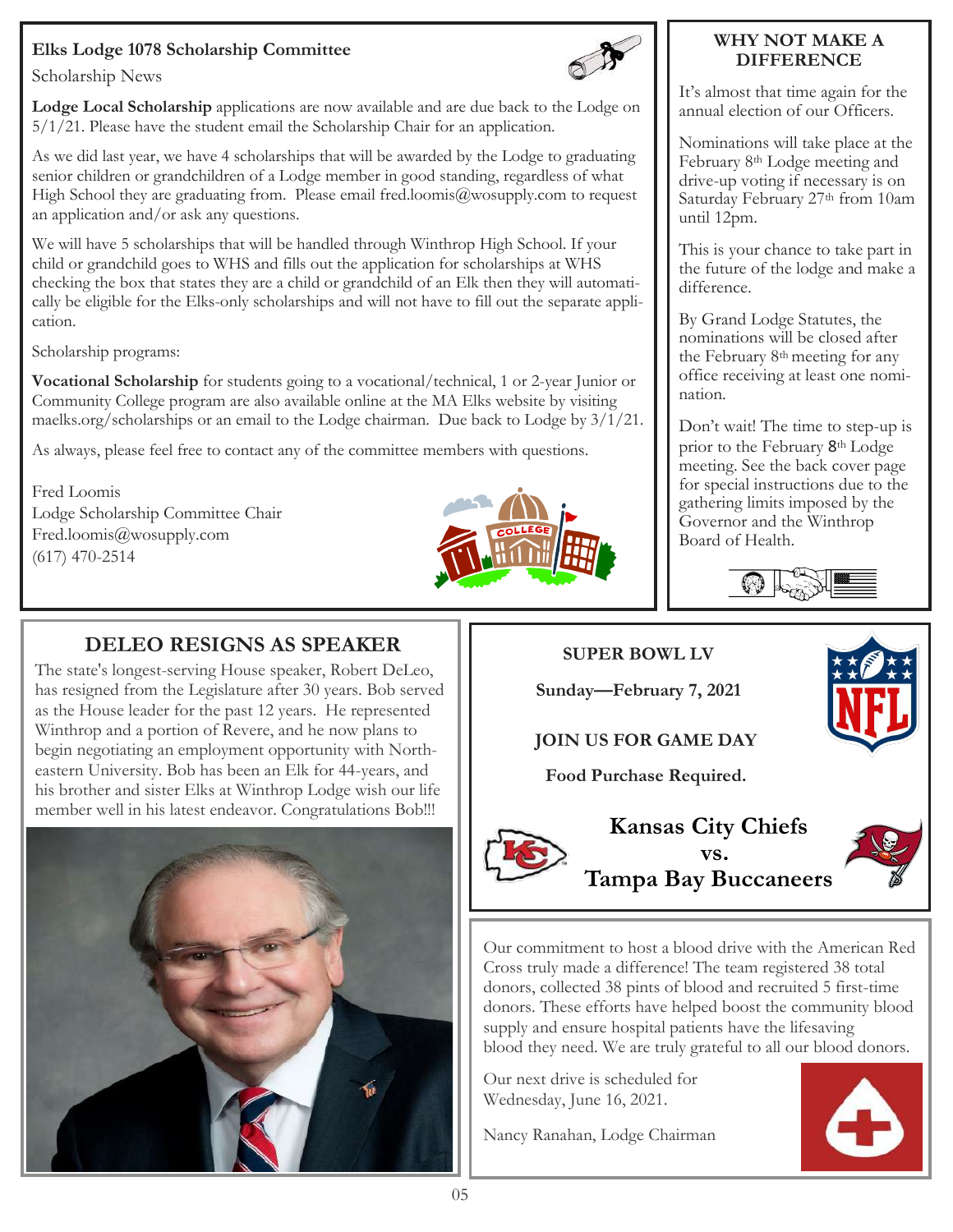## Elks Lodge 1078 Scholarship Committee

Scholarship News

**Lodge Local Scholarship** applications are now available and are due back to the Lodge on 5/1/21. Please have the student email the Scholarship Chair for an application.

As we did last year, we have 4 scholarships that will be awarded by the Lodge to graduating senior children or grandchildren of a Lodge member in good standing, regardless of what High School they are graduating from. Please email fred.loomis@wosupply.com to request an application and/or ask any questions.

We will have 5 scholarships that will be handled through Winthrop High School. If your child or grandchild goes to WHS and fills out the application for scholarships at WHS checking the box that states they are a child or grandchild of an Elk then they will automatically be eligible for the Elks-only scholarships and will not have to fill out the separate application.

Scholarship programs:

**Vocational Scholarship** for students going to a vocational/technical, 1 or 2-year Junior or Community College program are also available online at the MA Elks website by visiting maelks.org/scholarships or an email to the Lodge chairman. Due back to Lodge by 3/1/21.

As always, please feel free to contact any of the committee members with questions.

Fred Loomis
Lodge Scholarship Committee Chair
Fred.loomis@wosupply.com
(617) 470-2514

## WHY NOT MAKE A DIFFERENCE

It's almost that time again for the annual election of our Officers.

Nominations will take place at the February 8th Lodge meeting and drive-up voting if necessary is on Saturday February 27th from 10am until 12pm.

This is your chance to take part in the future of the lodge and make a difference.

By Grand Lodge Statutes, the nominations will be closed after the February 8th meeting for any office receiving at least one nomination.

Don't wait! The time to step-up is prior to the February 8th Lodge meeting. See the back cover page for special instructions due to the gathering limits imposed by the Governor and the Winthrop Board of Health.

## DELEO RESIGNS AS SPEAKER

The state's longest-serving House speaker, Robert DeLeo, has resigned from the Legislature after 30 years. Bob served as the House leader for the past 12 years. He represented Winthrop and a portion of Revere, and he now plans to begin negotiating an employment opportunity with Northeastern University. Bob has been an Elk for 44-years, and his brother and sister Elks at Winthrop Lodge wish our life member well in his latest endeavor. Congratulations Bob!!!

## SUPER BOWL LV

**Sunday—February 7, 2021**

**JOIN US FOR GAME DAY**

**Food Purchase Required.**

**Kansas City Chiefs**
**vs.**
**Tampa Bay Buccaneers**

Our commitment to host a blood drive with the American Red Cross truly made a difference! The team registered 38 total donors, collected 38 pints of blood and recruited 5 first-time donors. These efforts have helped boost the community blood supply and ensure hospital patients have the lifesaving blood they need. We are truly grateful to all our blood donors.

Our next drive is scheduled for Wednesday, June 16, 2021.

Nancy Ranahan, Lodge Chairman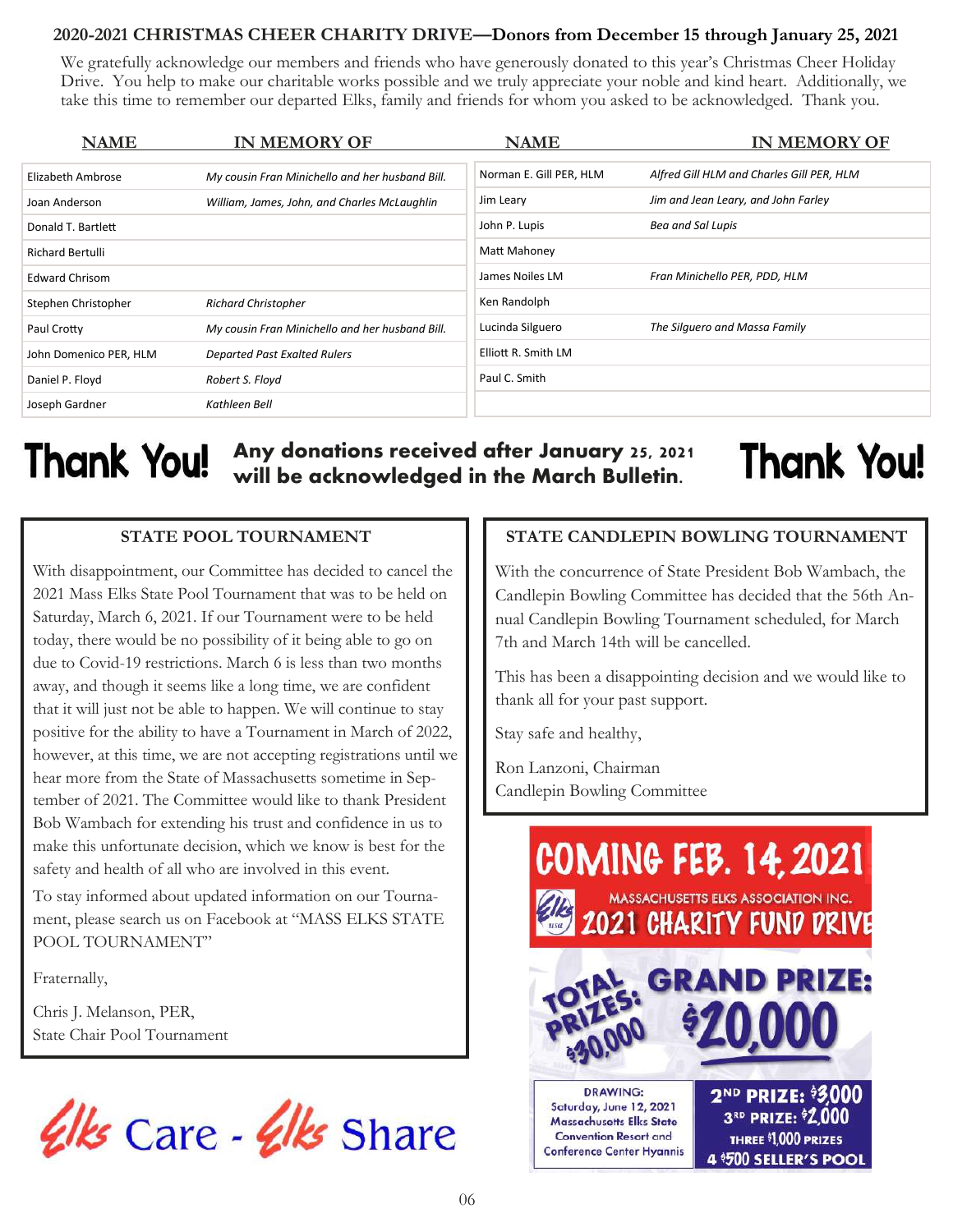## 2020-2021 CHRISTMAS CHEER CHARITY DRIVE—Donors from December 15 through January 25, 2021

We gratefully acknowledge our members and friends who have generously donated to this year's Christmas Cheer Holiday Drive. You help to make our charitable works possible and we truly appreciate your noble and kind heart. Additionally, we take this time to remember our departed Elks, family and friends for whom you asked to be acknowledged. Thank you.

| NAME | IN MEMORY OF |
|---|---|
| Elizabeth Ambrose | *My cousin Fran Minichello and her husband Bill.* |
| Joan Anderson | *William, James, John, and Charles McLaughlin* |
| Donald T. Bartlett | |
| Richard Bertulli | |
| Edward Chrisom | |
| Stephen Christopher | *Richard Christopher* |
| Paul Crotty | *My cousin Fran Minichello and her husband Bill.* |
| John Domenico PER, HLM | *Departed Past Exalted Rulers* |
| Daniel P. Floyd | *Robert S. Floyd* |
| Joseph Gardner | *Kathleen Bell* |
| Norman E. Gill PER, HLM | *Alfred Gill HLM and Charles Gill PER, HLM* |
| Jim Leary | *Jim and Jean Leary, and John Farley* |
| John P. Lupis | *Bea and Sal Lupis* |
| Matt Mahoney | |
| James Noiles LM | *Fran Minichello PER, PDD, HLM* |
| Ken Randolph | |
| Lucinda Silguero | *The Silguero and Massa Family* |
| Elliott R. Smith LM | |
| Paul C. Smith | |

**Thank You!** **Any donations received after January 25, 2021 will be acknowledged in the March Bulletin.** **Thank You!**

### STATE POOL TOURNAMENT

With disappointment, our Committee has decided to cancel the 2021 Mass Elks State Pool Tournament that was to be held on Saturday, March 6, 2021. If our Tournament were to be held today, there would be no possibility of it being able to go on due to Covid-19 restrictions. March 6 is less than two months away, and though it seems like a long time, we are confident that it will just not be able to happen. We will continue to stay positive for the ability to have a Tournament in March of 2022, however, at this time, we are not accepting registrations until we hear more from the State of Massachusetts sometime in September of 2021. The Committee would like to thank President Bob Wambach for extending his trust and confidence in us to make this unfortunate decision, which we know is best for the safety and health of all who are involved in this event.

To stay informed about updated information on our Tournament, please search us on Facebook at "MASS ELKS STATE POOL TOURNAMENT"

Fraternally,

Chris J. Melanson, PER,
State Chair Pool Tournament

### STATE CANDLEPIN BOWLING TOURNAMENT

With the concurrence of State President Bob Wambach, the Candlepin Bowling Committee has decided that the 56th Annual Candlepin Bowling Tournament scheduled, for March 7th and March 14th will be cancelled.

This has been a disappointing decision and we would like to thank all for your past support.

Stay safe and healthy,

Ron Lanzoni, Chairman
Candlepin Bowling Committee

**COMING FEB. 14, 2021**

MASSACHUSETTS ELKS ASSOCIATION INC.
**2021 CHARITY FUND DRIVE**

TOTAL PRIZES: $30,000
**GRAND PRIZE: $20,000**

DRAWING:
Saturday, June 12, 2021
Massachusetts Elks State Convention Resort and Conference Center Hyannis

2ND PRIZE: $3,000
3RD PRIZE: $2,000
THREE $1,000 PRIZES
4 $500 SELLER'S POOL

Elks Care - Elks Share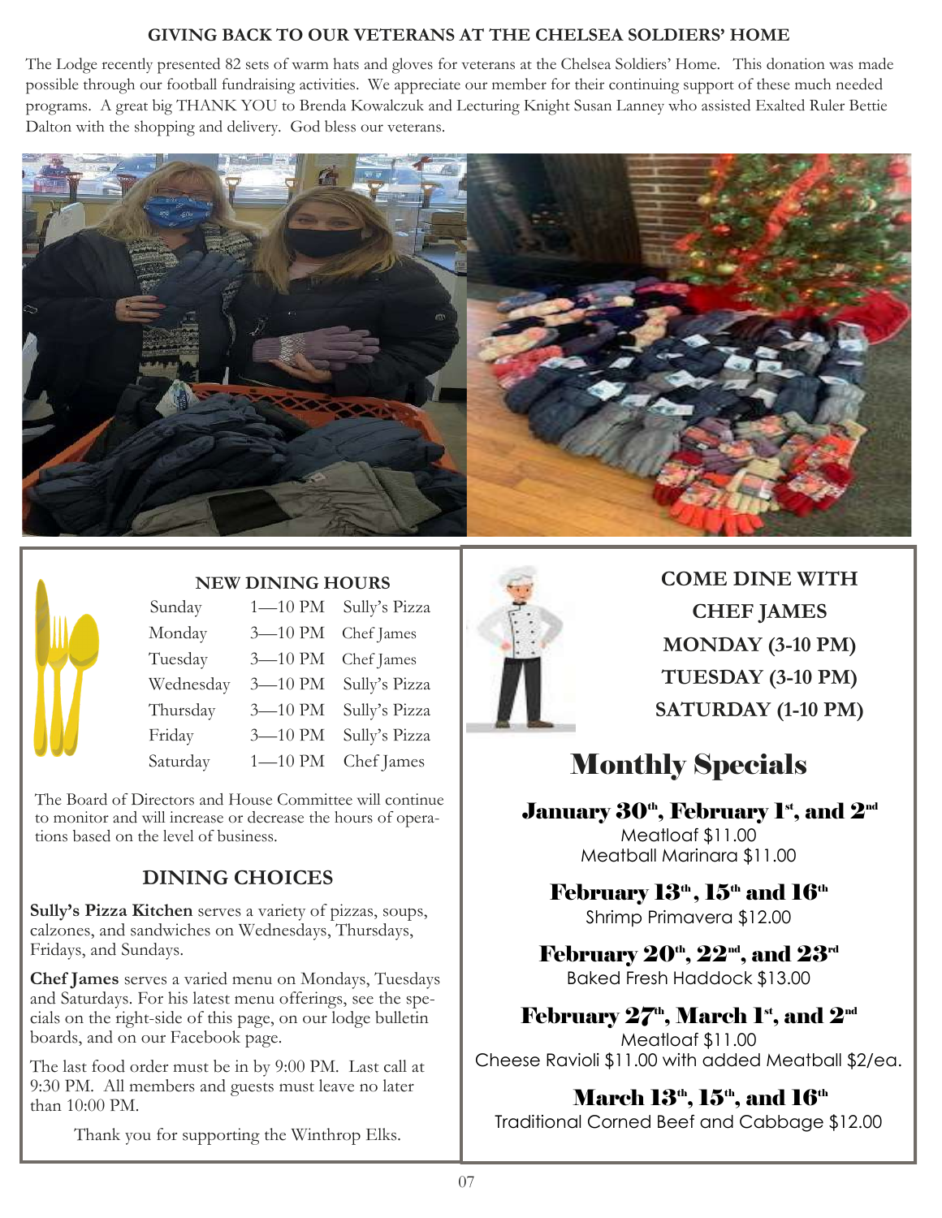## GIVING BACK TO OUR VETERANS AT THE CHELSEA SOLDIERS' HOME

The Lodge recently presented 82 sets of warm hats and gloves for veterans at the Chelsea Soldiers' Home. This donation was made possible through our football fundraising activities. We appreciate our member for their continuing support of these much needed programs. A great big THANK YOU to Brenda Kowalczuk and Lecturing Knight Susan Lanney who assisted Exalted Ruler Bettie Dalton with the shopping and delivery. God bless our veterans.

### NEW DINING HOURS

| | | |
|---|---|---|
| Sunday | 1—10 PM | Sully's Pizza |
| Monday | 3—10 PM | Chef James |
| Tuesday | 3—10 PM | Chef James |
| Wednesday | 3—10 PM | Sully's Pizza |
| Thursday | 3—10 PM | Sully's Pizza |
| Friday | 3—10 PM | Sully's Pizza |
| Saturday | 1—10 PM | Chef James |

The Board of Directors and House Committee will continue to monitor and will increase or decrease the hours of operations based on the level of business.

### DINING CHOICES

**Sully's Pizza Kitchen** serves a variety of pizzas, soups, calzones, and sandwiches on Wednesdays, Thursdays, Fridays, and Sundays.

**Chef James** serves a varied menu on Mondays, Tuesdays and Saturdays. For his latest menu offerings, see the specials on the right-side of this page, on our lodge bulletin boards, and on our Facebook page.

The last food order must be in by 9:00 PM. Last call at 9:30 PM. All members and guests must leave no later than 10:00 PM.

Thank you for supporting the Winthrop Elks.

**COME DINE WITH CHEF JAMES**
**MONDAY (3-10 PM)**
**TUESDAY (3-10 PM)**
**SATURDAY (1-10 PM)**

## Monthly Specials

**January 30th, February 1st, and 2nd**
Meatloaf $11.00
Meatball Marinara $11.00

**February 13th, 15th and 16th**
Shrimp Primavera $12.00

**February 20th, 22nd, and 23rd**
Baked Fresh Haddock $13.00

**February 27th, March 1st, and 2nd**
Meatloaf $11.00
Cheese Ravioli $11.00 with added Meatball $2/ea.

**March 13th, 15th, and 16th**
Traditional Corned Beef and Cabbage $12.00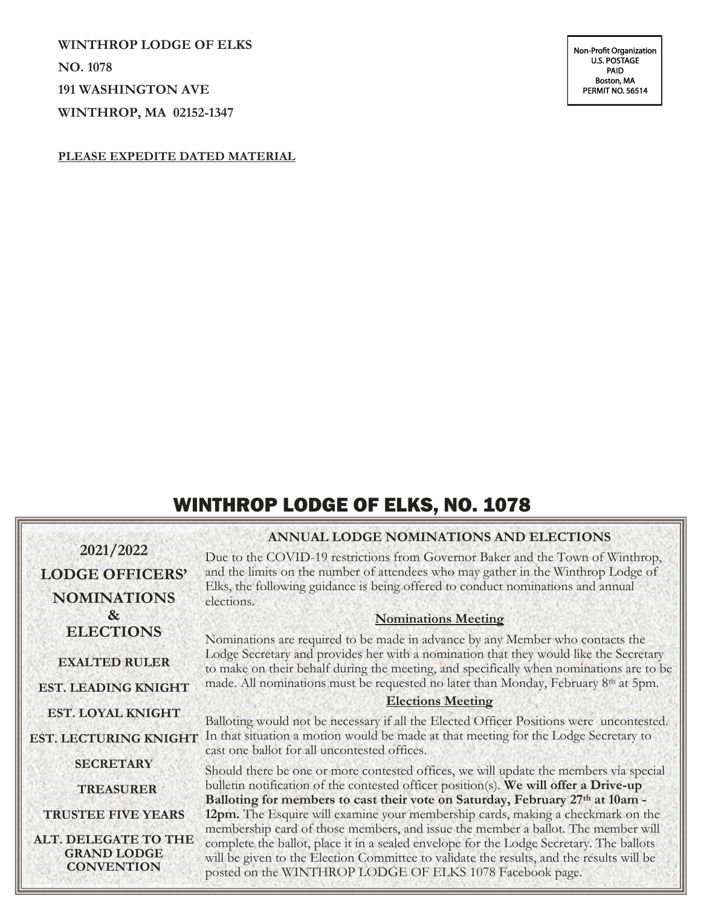WINTHROP LODGE OF ELKS
NO. 1078
191 WASHINGTON AVE
WINTHROP, MA 02152-1347

Non-Profit Organization
U.S. POSTAGE
PAID
Boston, MA
PERMIT NO. 56514

**PLEASE EXPEDITE DATED MATERIAL**

# WINTHROP LODGE OF ELKS, NO. 1078

## 2021/2022 LODGE OFFICERS' NOMINATIONS & ELECTIONS

**EXALTED RULER**

**EST. LEADING KNIGHT**

**EST. LOYAL KNIGHT**

**EST. LECTURING KNIGHT**

**SECRETARY**

**TREASURER**

**TRUSTEE FIVE YEARS**

**ALT. DELEGATE TO THE GRAND LODGE CONVENTION**

## ANNUAL LODGE NOMINATIONS AND ELECTIONS

Due to the COVID-19 restrictions from Governor Baker and the Town of Winthrop, and the limits on the number of attendees who may gather in the Winthrop Lodge of Elks, the following guidance is being offered to conduct nominations and annual elections.

### Nominations Meeting

Nominations are required to be made in advance by any Member who contacts the Lodge Secretary and provides her with a nomination that they would like the Secretary to make on their behalf during the meeting, and specifically when nominations are to be made. All nominations must be requested no later than Monday, February 8th at 5pm.

### Elections Meeting

Balloting would not be necessary if all the Elected Officer Positions were uncontested. In that situation a motion would be made at that meeting for the Lodge Secretary to cast one ballot for all uncontested offices.

Should there be one or more contested offices, we will update the members via special bulletin notification of the contested officer position(s). **We will offer a Drive-up Balloting for members to cast their vote on Saturday, February 27th at 10am - 12pm.** The Esquire will examine your membership cards, making a checkmark on the membership card of those members, and issue the member a ballot. The member will complete the ballot, place it in a sealed envelope for the Lodge Secretary. The ballots will be given to the Election Committee to validate the results, and the results will be posted on the WINTHROP LODGE OF ELKS 1078 Facebook page.